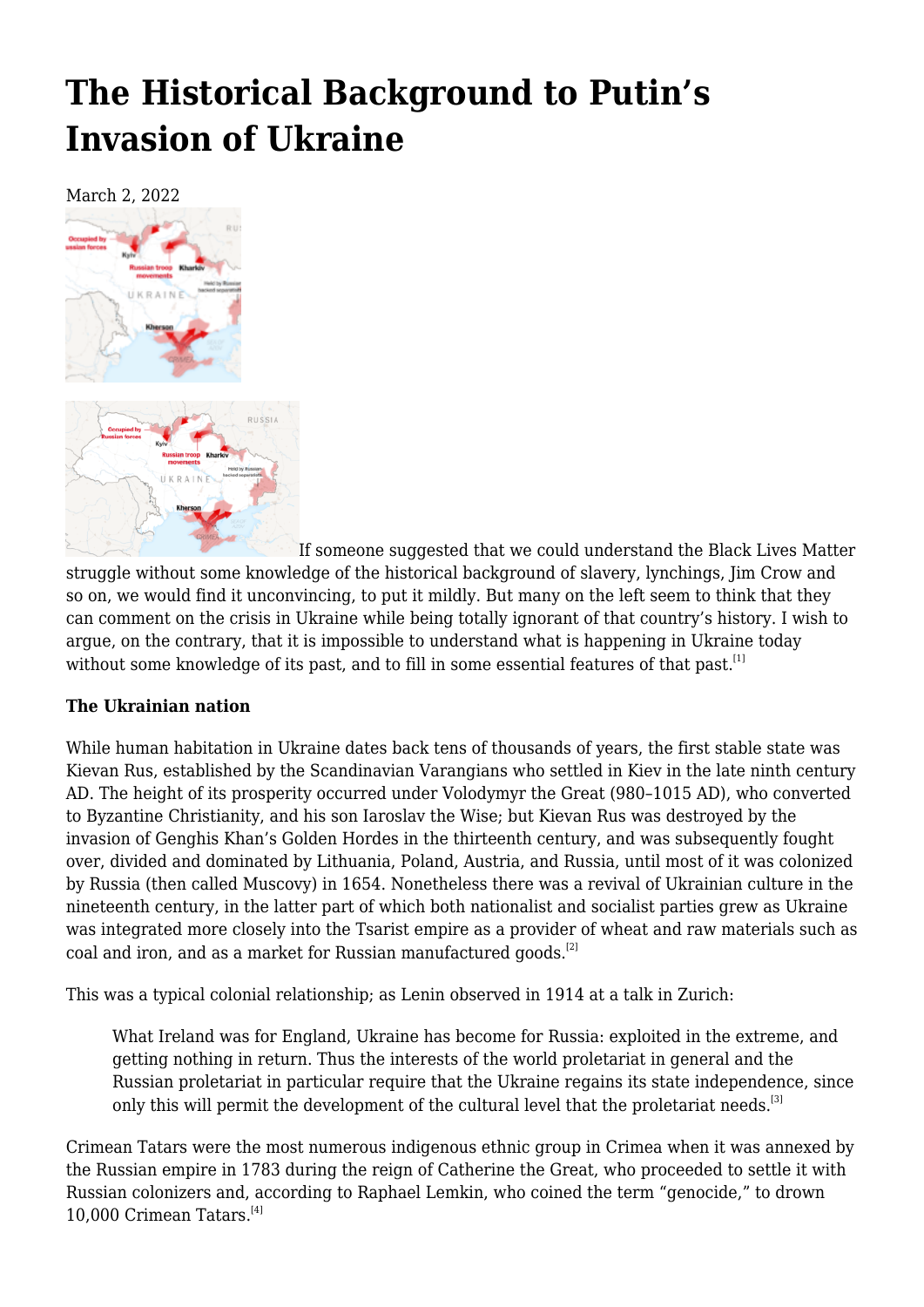# The Historical Background to Putin's Invasion of Ukraine

March 2, 2022

If someone suggested that we could understand the Black Lives Matter struggle without some knowledge of the historical background of slavery, lynchings, Jim Crow and so on, we would find it unconvincing, to put it mildly. But many on the left seem to think that they can comment on the crisis in Ukraine while being totally ignorant of that country's history. I wish to argue, on the contrary, that it is impossible to understand what is happening in Ukraine today without some knowledge of its past, and to fill in some essential features of that past.[1]

**The Ukrainian nation**

While human habitation in Ukraine dates back tens of thousands of years, the first stable state was Kievan Rus, established by the Scandinavian Varangians who settled in Kiev in the late ninth century AD. The height of its prosperity occurred under Volodymyr the Great (980–1015 AD), who converted to Byzantine Christianity, and his son Iaroslav the Wise; but Kievan Rus was destroyed by the invasion of Genghis Khan's Golden Hordes in the thirteenth century, and was subsequently fought over, divided and dominated by Lithuania, Poland, Austria, and Russia, until most of it was colonized by Russia (then called Muscovy) in 1654. Nonetheless there was a revival of Ukrainian culture in the nineteenth century, in the latter part of which both nationalist and socialist parties grew as Ukraine was integrated more closely into the Tsarist empire as a provider of wheat and raw materials such as coal and iron, and as a market for Russian manufactured goods.[2]

This was a typical colonial relationship; as Lenin observed in 1914 at a talk in Zurich:

> What Ireland was for England, Ukraine has become for Russia: exploited in the extreme, and getting nothing in return. Thus the interests of the world proletariat in general and the Russian proletariat in particular require that the Ukraine regains its state independence, since only this will permit the development of the cultural level that the proletariat needs.[3]

Crimean Tatars were the most numerous indigenous ethnic group in Crimea when it was annexed by the Russian empire in 1783 during the reign of Catherine the Great, who proceeded to settle it with Russian colonizers and, according to Raphael Lemkin, who coined the term "genocide," to drown 10,000 Crimean Tatars.[4]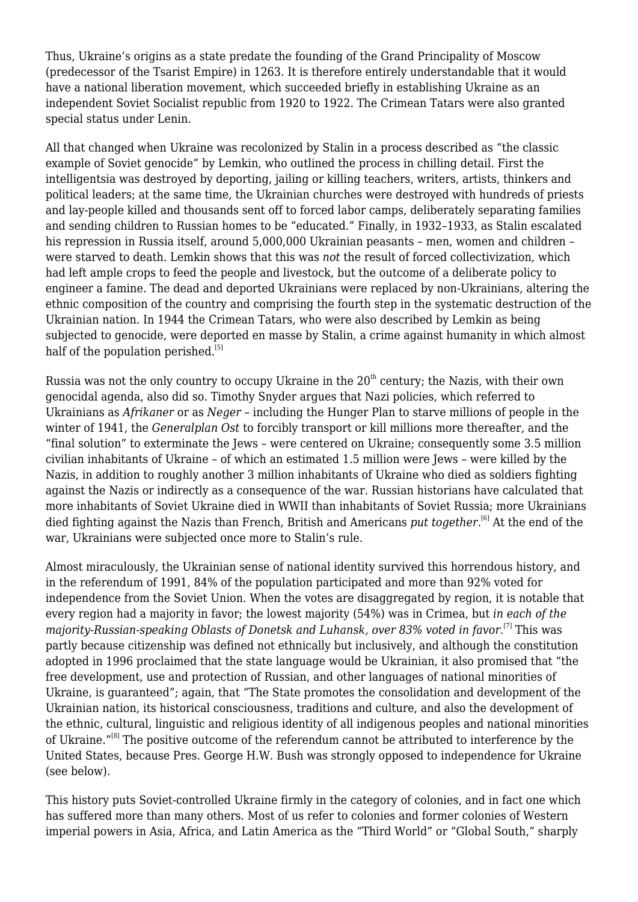Thus, Ukraine's origins as a state predate the founding of the Grand Principality of Moscow (predecessor of the Tsarist Empire) in 1263. It is therefore entirely understandable that it would have a national liberation movement, which succeeded briefly in establishing Ukraine as an independent Soviet Socialist republic from 1920 to 1922. The Crimean Tatars were also granted special status under Lenin.

All that changed when Ukraine was recolonized by Stalin in a process described as "the classic example of Soviet genocide" by Lemkin, who outlined the process in chilling detail. First the intelligentsia was destroyed by deporting, jailing or killing teachers, writers, artists, thinkers and political leaders; at the same time, the Ukrainian churches were destroyed with hundreds of priests and lay-people killed and thousands sent off to forced labor camps, deliberately separating families and sending children to Russian homes to be "educated." Finally, in 1932–1933, as Stalin escalated his repression in Russia itself, around 5,000,000 Ukrainian peasants – men, women and children – were starved to death. Lemkin shows that this was *not* the result of forced collectivization, which had left ample crops to feed the people and livestock, but the outcome of a deliberate policy to engineer a famine. The dead and deported Ukrainians were replaced by non-Ukrainians, altering the ethnic composition of the country and comprising the fourth step in the systematic destruction of the Ukrainian nation. In 1944 the Crimean Tatars, who were also described by Lemkin as being subjected to genocide, were deported en masse by Stalin, a crime against humanity in which almost half of the population perished.[5]

Russia was not the only country to occupy Ukraine in the 20th century; the Nazis, with their own genocidal agenda, also did so. Timothy Snyder argues that Nazi policies, which referred to Ukrainians as *Afrikaner* or as *Neger* – including the Hunger Plan to starve millions of people in the winter of 1941, the *Generalplan Ost* to forcibly transport or kill millions more thereafter, and the "final solution" to exterminate the Jews – were centered on Ukraine; consequently some 3.5 million civilian inhabitants of Ukraine – of which an estimated 1.5 million were Jews – were killed by the Nazis, in addition to roughly another 3 million inhabitants of Ukraine who died as soldiers fighting against the Nazis or indirectly as a consequence of the war. Russian historians have calculated that more inhabitants of Soviet Ukraine died in WWII than inhabitants of Soviet Russia; more Ukrainians died fighting against the Nazis than French, British and Americans *put together*.[6] At the end of the war, Ukrainians were subjected once more to Stalin's rule.

Almost miraculously, the Ukrainian sense of national identity survived this horrendous history, and in the referendum of 1991, 84% of the population participated and more than 92% voted for independence from the Soviet Union. When the votes are disaggregated by region, it is notable that every region had a majority in favor; the lowest majority (54%) was in Crimea, but *in each of the majority-Russian-speaking Oblasts of Donetsk and Luhansk, over 83% voted in favor*.[7] This was partly because citizenship was defined not ethnically but inclusively, and although the constitution adopted in 1996 proclaimed that the state language would be Ukrainian, it also promised that "the free development, use and protection of Russian, and other languages of national minorities of Ukraine, is guaranteed"; again, that "The State promotes the consolidation and development of the Ukrainian nation, its historical consciousness, traditions and culture, and also the development of the ethnic, cultural, linguistic and religious identity of all indigenous peoples and national minorities of Ukraine."[8] The positive outcome of the referendum cannot be attributed to interference by the United States, because Pres. George H.W. Bush was strongly opposed to independence for Ukraine (see below).

This history puts Soviet-controlled Ukraine firmly in the category of colonies, and in fact one which has suffered more than many others. Most of us refer to colonies and former colonies of Western imperial powers in Asia, Africa, and Latin America as the "Third World" or "Global South," sharply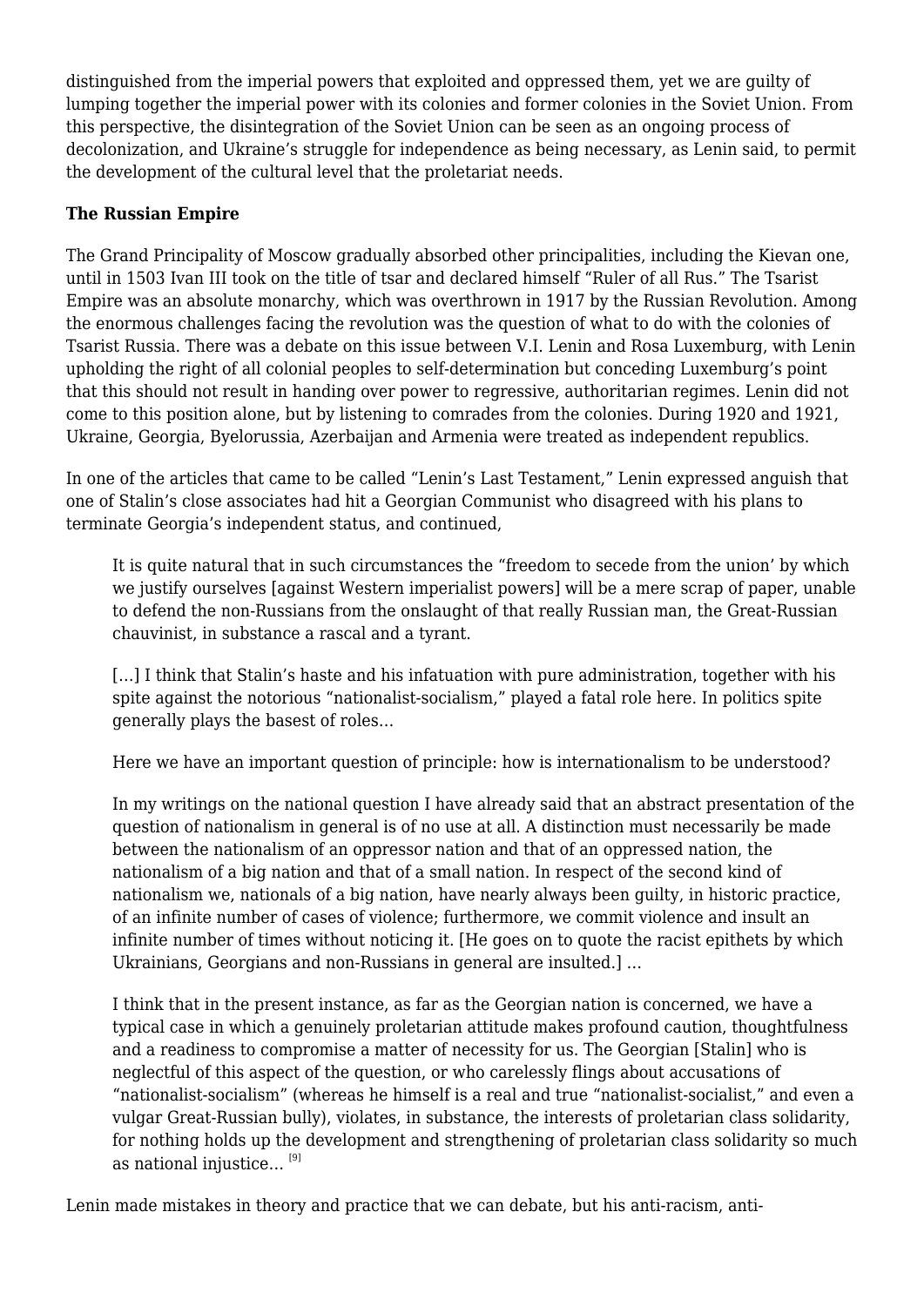distinguished from the imperial powers that exploited and oppressed them, yet we are guilty of lumping together the imperial power with its colonies and former colonies in the Soviet Union. From this perspective, the disintegration of the Soviet Union can be seen as an ongoing process of decolonization, and Ukraine's struggle for independence as being necessary, as Lenin said, to permit the development of the cultural level that the proletariat needs.

**The Russian Empire**

The Grand Principality of Moscow gradually absorbed other principalities, including the Kievan one, until in 1503 Ivan III took on the title of tsar and declared himself "Ruler of all Rus." The Tsarist Empire was an absolute monarchy, which was overthrown in 1917 by the Russian Revolution. Among the enormous challenges facing the revolution was the question of what to do with the colonies of Tsarist Russia. There was a debate on this issue between V.I. Lenin and Rosa Luxemburg, with Lenin upholding the right of all colonial peoples to self-determination but conceding Luxemburg's point that this should not result in handing over power to regressive, authoritarian regimes. Lenin did not come to this position alone, but by listening to comrades from the colonies. During 1920 and 1921, Ukraine, Georgia, Byelorussia, Azerbaijan and Armenia were treated as independent republics.

In one of the articles that came to be called "Lenin's Last Testament," Lenin expressed anguish that one of Stalin's close associates had hit a Georgian Communist who disagreed with his plans to terminate Georgia's independent status, and continued,

> It is quite natural that in such circumstances the "freedom to secede from the union' by which we justify ourselves [against Western imperialist powers] will be a mere scrap of paper, unable to defend the non-Russians from the onslaught of that really Russian man, the Great-Russian chauvinist, in substance a rascal and a tyrant.
>
> [...] I think that Stalin's haste and his infatuation with pure administration, together with his spite against the notorious "nationalist-socialism," played a fatal role here. In politics spite generally plays the basest of roles...
>
> Here we have an important question of principle: how is internationalism to be understood?
>
> In my writings on the national question I have already said that an abstract presentation of the question of nationalism in general is of no use at all. A distinction must necessarily be made between the nationalism of an oppressor nation and that of an oppressed nation, the nationalism of a big nation and that of a small nation. In respect of the second kind of nationalism we, nationals of a big nation, have nearly always been guilty, in historic practice, of an infinite number of cases of violence; furthermore, we commit violence and insult an infinite number of times without noticing it. [He goes on to quote the racist epithets by which Ukrainians, Georgians and non-Russians in general are insulted.] ...
>
> I think that in the present instance, as far as the Georgian nation is concerned, we have a typical case in which a genuinely proletarian attitude makes profound caution, thoughtfulness and a readiness to compromise a matter of necessity for us. The Georgian [Stalin] who is neglectful of this aspect of the question, or who carelessly flings about accusations of "nationalist-socialism" (whereas he himself is a real and true "nationalist-socialist," and even a vulgar Great-Russian bully), violates, in substance, the interests of proletarian class solidarity, for nothing holds up the development and strengthening of proletarian class solidarity so much as national injustice... [9]

Lenin made mistakes in theory and practice that we can debate, but his anti-racism, anti-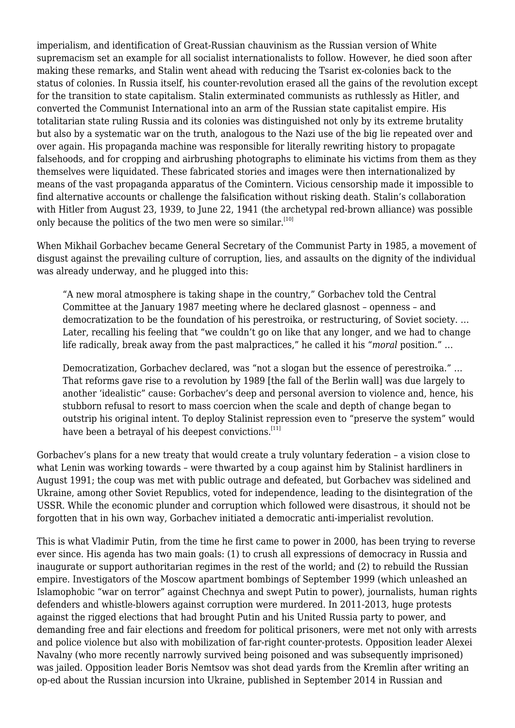imperialism, and identification of Great-Russian chauvinism as the Russian version of White supremacism set an example for all socialist internationalists to follow. However, he died soon after making these remarks, and Stalin went ahead with reducing the Tsarist ex-colonies back to the status of colonies. In Russia itself, his counter-revolution erased all the gains of the revolution except for the transition to state capitalism. Stalin exterminated communists as ruthlessly as Hitler, and converted the Communist International into an arm of the Russian state capitalist empire. His totalitarian state ruling Russia and its colonies was distinguished not only by its extreme brutality but also by a systematic war on the truth, analogous to the Nazi use of the big lie repeated over and over again. His propaganda machine was responsible for literally rewriting history to propagate falsehoods, and for cropping and airbrushing photographs to eliminate his victims from them as they themselves were liquidated. These fabricated stories and images were then internationalized by means of the vast propaganda apparatus of the Comintern. Vicious censorship made it impossible to find alternative accounts or challenge the falsification without risking death. Stalin's collaboration with Hitler from August 23, 1939, to June 22, 1941 (the archetypal red-brown alliance) was possible only because the politics of the two men were so similar.[10]

When Mikhail Gorbachev became General Secretary of the Communist Party in 1985, a movement of disgust against the prevailing culture of corruption, lies, and assaults on the dignity of the individual was already underway, and he plugged into this:

> "A new moral atmosphere is taking shape in the country," Gorbachev told the Central Committee at the January 1987 meeting where he declared glasnost – openness – and democratization to be the foundation of his perestroika, or restructuring, of Soviet society. … Later, recalling his feeling that "we couldn't go on like that any longer, and we had to change life radically, break away from the past malpractices," he called it his "*moral* position." …
>
> Democratization, Gorbachev declared, was "not a slogan but the essence of perestroika." … That reforms gave rise to a revolution by 1989 [the fall of the Berlin wall] was due largely to another 'idealistic" cause: Gorbachev's deep and personal aversion to violence and, hence, his stubborn refusal to resort to mass coercion when the scale and depth of change began to outstrip his original intent. To deploy Stalinist repression even to "preserve the system" would have been a betrayal of his deepest convictions.[11]

Gorbachev's plans for a new treaty that would create a truly voluntary federation – a vision close to what Lenin was working towards – were thwarted by a coup against him by Stalinist hardliners in August 1991; the coup was met with public outrage and defeated, but Gorbachev was sidelined and Ukraine, among other Soviet Republics, voted for independence, leading to the disintegration of the USSR. While the economic plunder and corruption which followed were disastrous, it should not be forgotten that in his own way, Gorbachev initiated a democratic anti-imperialist revolution.

This is what Vladimir Putin, from the time he first came to power in 2000, has been trying to reverse ever since. His agenda has two main goals: (1) to crush all expressions of democracy in Russia and inaugurate or support authoritarian regimes in the rest of the world; and (2) to rebuild the Russian empire. Investigators of the Moscow apartment bombings of September 1999 (which unleashed an Islamophobic "war on terror" against Chechnya and swept Putin to power), journalists, human rights defenders and whistle-blowers against corruption were murdered. In 2011-2013, huge protests against the rigged elections that had brought Putin and his United Russia party to power, and demanding free and fair elections and freedom for political prisoners, were met not only with arrests and police violence but also with mobilization of far-right counter-protests. Opposition leader Alexei Navalny (who more recently narrowly survived being poisoned and was subsequently imprisoned) was jailed. Opposition leader Boris Nemtsov was shot dead yards from the Kremlin after writing an op-ed about the Russian incursion into Ukraine, published in September 2014 in Russian and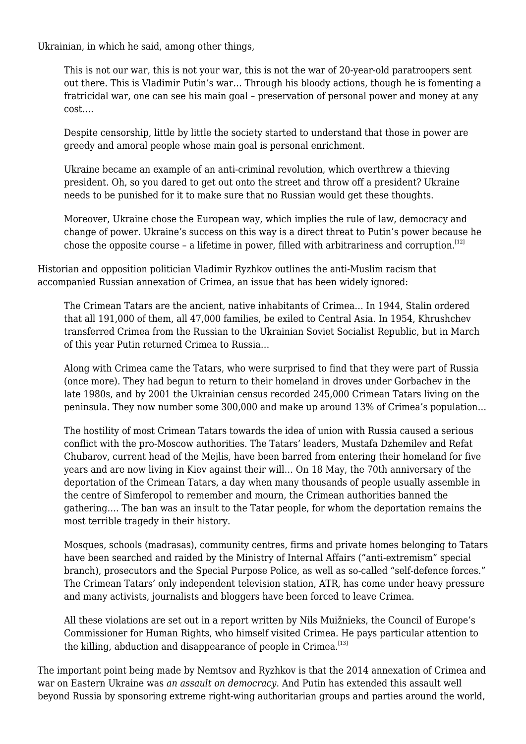Ukrainian, in which he said, among other things,

> This is not our war, this is not your war, this is not the war of 20-year-old paratroopers sent out there. This is Vladimir Putin's war… Through his bloody actions, though he is fomenting a fratricidal war, one can see his main goal – preservation of personal power and money at any cost….
>
> Despite censorship, little by little the society started to understand that those in power are greedy and amoral people whose main goal is personal enrichment.
>
> Ukraine became an example of an anti-criminal revolution, which overthrew a thieving president. Oh, so you dared to get out onto the street and throw off a president? Ukraine needs to be punished for it to make sure that no Russian would get these thoughts.
>
> Moreover, Ukraine chose the European way, which implies the rule of law, democracy and change of power. Ukraine's success on this way is a direct threat to Putin's power because he chose the opposite course – a lifetime in power, filled with arbitrariness and corruption.[12]

Historian and opposition politician Vladimir Ryzhkov outlines the anti-Muslim racism that accompanied Russian annexation of Crimea, an issue that has been widely ignored:

> The Crimean Tatars are the ancient, native inhabitants of Crimea… In 1944, Stalin ordered that all 191,000 of them, all 47,000 families, be exiled to Central Asia. In 1954, Khrushchev transferred Crimea from the Russian to the Ukrainian Soviet Socialist Republic, but in March of this year Putin returned Crimea to Russia…
>
> Along with Crimea came the Tatars, who were surprised to find that they were part of Russia (once more). They had begun to return to their homeland in droves under Gorbachev in the late 1980s, and by 2001 the Ukrainian census recorded 245,000 Crimean Tatars living on the peninsula. They now number some 300,000 and make up around 13% of Crimea's population…
>
> The hostility of most Crimean Tatars towards the idea of union with Russia caused a serious conflict with the pro-Moscow authorities. The Tatars' leaders, Mustafa Dzhemilev and Refat Chubarov, current head of the Mejlis, have been barred from entering their homeland for five years and are now living in Kiev against their will… On 18 May, the 70th anniversary of the deportation of the Crimean Tatars, a day when many thousands of people usually assemble in the centre of Simferopol to remember and mourn, the Crimean authorities banned the gathering…. The ban was an insult to the Tatar people, for whom the deportation remains the most terrible tragedy in their history.
>
> Mosques, schools (madrasas), community centres, firms and private homes belonging to Tatars have been searched and raided by the Ministry of Internal Affairs ("anti-extremism" special branch), prosecutors and the Special Purpose Police, as well as so-called "self-defence forces." The Crimean Tatars' only independent television station, ATR, has come under heavy pressure and many activists, journalists and bloggers have been forced to leave Crimea.
>
> All these violations are set out in a report written by Nils Muižnieks, the Council of Europe's Commissioner for Human Rights, who himself visited Crimea. He pays particular attention to the killing, abduction and disappearance of people in Crimea.[13]

The important point being made by Nemtsov and Ryzhkov is that the 2014 annexation of Crimea and war on Eastern Ukraine was *an assault on democracy*. And Putin has extended this assault well beyond Russia by sponsoring extreme right-wing authoritarian groups and parties around the world,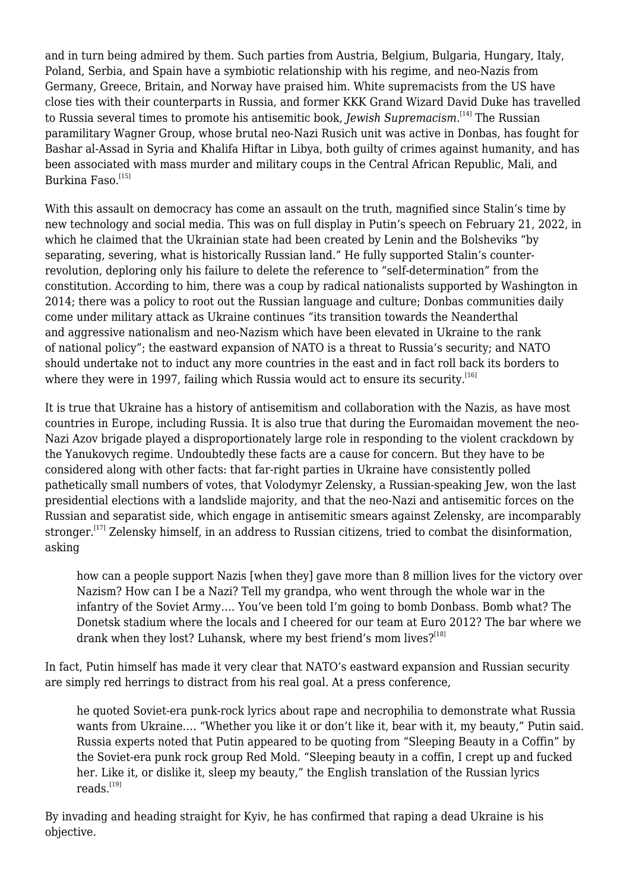and in turn being admired by them. Such parties from Austria, Belgium, Bulgaria, Hungary, Italy, Poland, Serbia, and Spain have a symbiotic relationship with his regime, and neo-Nazis from Germany, Greece, Britain, and Norway have praised him. White supremacists from the US have close ties with their counterparts in Russia, and former KKK Grand Wizard David Duke has travelled to Russia several times to promote his antisemitic book, *Jewish Supremacism*.[14] The Russian paramilitary Wagner Group, whose brutal neo-Nazi Rusich unit was active in Donbas, has fought for Bashar al-Assad in Syria and Khalifa Hiftar in Libya, both guilty of crimes against humanity, and has been associated with mass murder and military coups in the Central African Republic, Mali, and Burkina Faso.[15]

With this assault on democracy has come an assault on the truth, magnified since Stalin's time by new technology and social media. This was on full display in Putin's speech on February 21, 2022, in which he claimed that the Ukrainian state had been created by Lenin and the Bolsheviks "by separating, severing, what is historically Russian land." He fully supported Stalin's counter-revolution, deploring only his failure to delete the reference to "self-determination" from the constitution. According to him, there was a coup by radical nationalists supported by Washington in 2014; there was a policy to root out the Russian language and culture; Donbas communities daily come under military attack as Ukraine continues "its transition towards the Neanderthal and aggressive nationalism and neo-Nazism which have been elevated in Ukraine to the rank of national policy"; the eastward expansion of NATO is a threat to Russia's security; and NATO should undertake not to induct any more countries in the east and in fact roll back its borders to where they were in 1997, failing which Russia would act to ensure its security.[16]

It is true that Ukraine has a history of antisemitism and collaboration with the Nazis, as have most countries in Europe, including Russia. It is also true that during the Euromaidan movement the neo-Nazi Azov brigade played a disproportionately large role in responding to the violent crackdown by the Yanukovych regime. Undoubtedly these facts are a cause for concern. But they have to be considered along with other facts: that far-right parties in Ukraine have consistently polled pathetically small numbers of votes, that Volodymyr Zelensky, a Russian-speaking Jew, won the last presidential elections with a landslide majority, and that the neo-Nazi and antisemitic forces on the Russian and separatist side, which engage in antisemitic smears against Zelensky, are incomparably stronger.[17] Zelensky himself, in an address to Russian citizens, tried to combat the disinformation, asking

> how can a people support Nazis [when they] gave more than 8 million lives for the victory over Nazism? How can I be a Nazi? Tell my grandpa, who went through the whole war in the infantry of the Soviet Army.… You've been told I'm going to bomb Donbass. Bomb what? The Donetsk stadium where the locals and I cheered for our team at Euro 2012? The bar where we drank when they lost? Luhansk, where my best friend's mom lives?[18]

In fact, Putin himself has made it very clear that NATO's eastward expansion and Russian security are simply red herrings to distract from his real goal. At a press conference,

> he quoted Soviet-era punk-rock lyrics about rape and necrophilia to demonstrate what Russia wants from Ukraine.… "Whether you like it or don't like it, bear with it, my beauty," Putin said. Russia experts noted that Putin appeared to be quoting from "Sleeping Beauty in a Coffin" by the Soviet-era punk rock group Red Mold. "Sleeping beauty in a coffin, I crept up and fucked her. Like it, or dislike it, sleep my beauty," the English translation of the Russian lyrics reads.[19]

By invading and heading straight for Kyiv, he has confirmed that raping a dead Ukraine is his objective.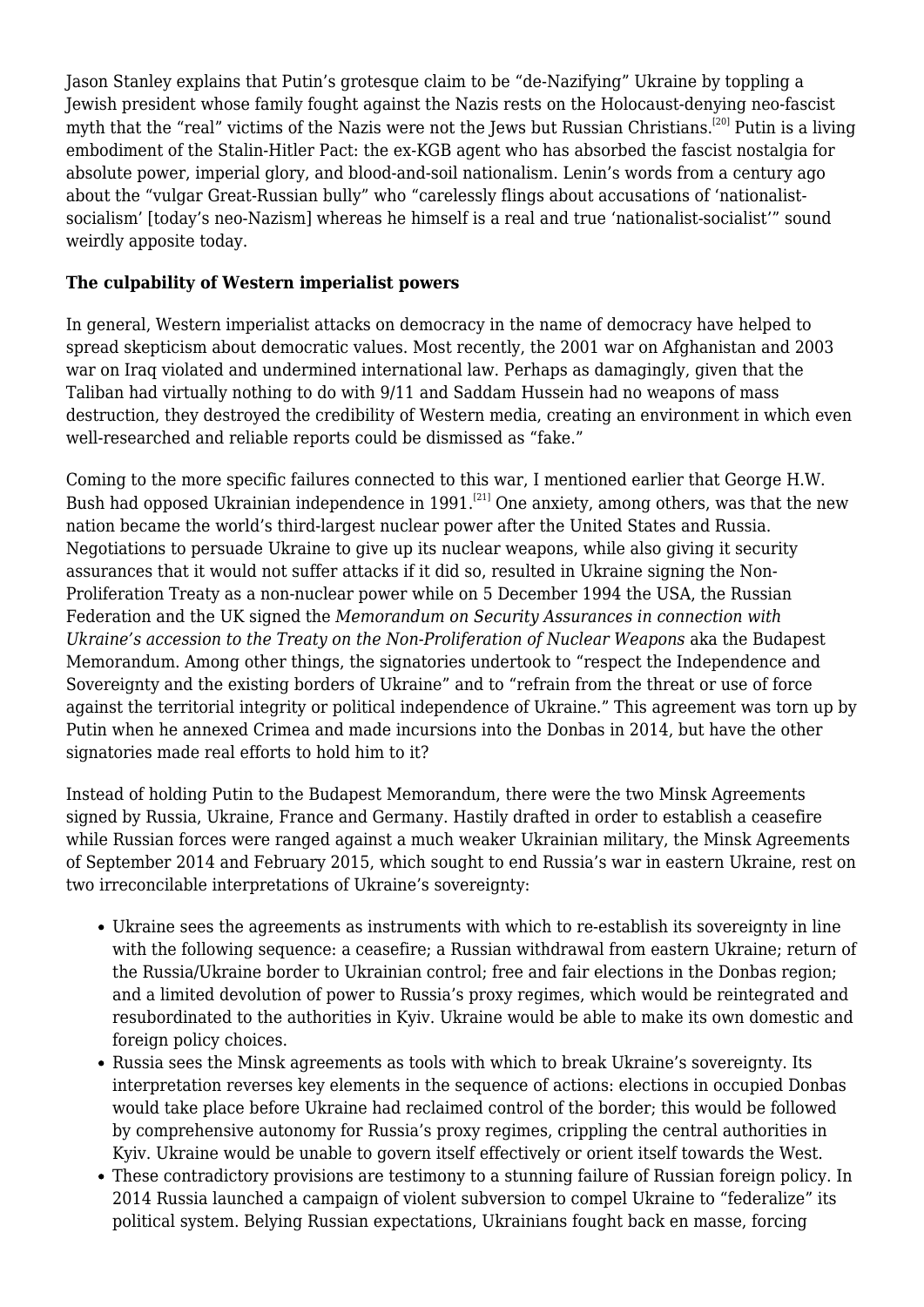Jason Stanley explains that Putin's grotesque claim to be "de-Nazifying" Ukraine by toppling a Jewish president whose family fought against the Nazis rests on the Holocaust-denying neo-fascist myth that the "real" victims of the Nazis were not the Jews but Russian Christians.[20] Putin is a living embodiment of the Stalin-Hitler Pact: the ex-KGB agent who has absorbed the fascist nostalgia for absolute power, imperial glory, and blood-and-soil nationalism. Lenin's words from a century ago about the "vulgar Great-Russian bully" who "carelessly flings about accusations of 'nationalist-socialism' [today's neo-Nazism] whereas he himself is a real and true 'nationalist-socialist'" sound weirdly apposite today.

**The culpability of Western imperialist powers**

In general, Western imperialist attacks on democracy in the name of democracy have helped to spread skepticism about democratic values. Most recently, the 2001 war on Afghanistan and 2003 war on Iraq violated and undermined international law. Perhaps as damagingly, given that the Taliban had virtually nothing to do with 9/11 and Saddam Hussein had no weapons of mass destruction, they destroyed the credibility of Western media, creating an environment in which even well-researched and reliable reports could be dismissed as "fake."

Coming to the more specific failures connected to this war, I mentioned earlier that George H.W. Bush had opposed Ukrainian independence in 1991.[21] One anxiety, among others, was that the new nation became the world's third-largest nuclear power after the United States and Russia. Negotiations to persuade Ukraine to give up its nuclear weapons, while also giving it security assurances that it would not suffer attacks if it did so, resulted in Ukraine signing the Non-Proliferation Treaty as a non-nuclear power while on 5 December 1994 the USA, the Russian Federation and the UK signed the *Memorandum on Security Assurances in connection with Ukraine's accession to the Treaty on the Non-Proliferation of Nuclear Weapons* aka the Budapest Memorandum. Among other things, the signatories undertook to "respect the Independence and Sovereignty and the existing borders of Ukraine" and to "refrain from the threat or use of force against the territorial integrity or political independence of Ukraine." This agreement was torn up by Putin when he annexed Crimea and made incursions into the Donbas in 2014, but have the other signatories made real efforts to hold him to it?

Instead of holding Putin to the Budapest Memorandum, there were the two Minsk Agreements signed by Russia, Ukraine, France and Germany. Hastily drafted in order to establish a ceasefire while Russian forces were ranged against a much weaker Ukrainian military, the Minsk Agreements of September 2014 and February 2015, which sought to end Russia's war in eastern Ukraine, rest on two irreconcilable interpretations of Ukraine's sovereignty:

- Ukraine sees the agreements as instruments with which to re-establish its sovereignty in line with the following sequence: a ceasefire; a Russian withdrawal from eastern Ukraine; return of the Russia/Ukraine border to Ukrainian control; free and fair elections in the Donbas region; and a limited devolution of power to Russia's proxy regimes, which would be reintegrated and resubordinated to the authorities in Kyiv. Ukraine would be able to make its own domestic and foreign policy choices.
- Russia sees the Minsk agreements as tools with which to break Ukraine's sovereignty. Its interpretation reverses key elements in the sequence of actions: elections in occupied Donbas would take place before Ukraine had reclaimed control of the border; this would be followed by comprehensive autonomy for Russia's proxy regimes, crippling the central authorities in Kyiv. Ukraine would be unable to govern itself effectively or orient itself towards the West.
- These contradictory provisions are testimony to a stunning failure of Russian foreign policy. In 2014 Russia launched a campaign of violent subversion to compel Ukraine to "federalize" its political system. Belying Russian expectations, Ukrainians fought back en masse, forcing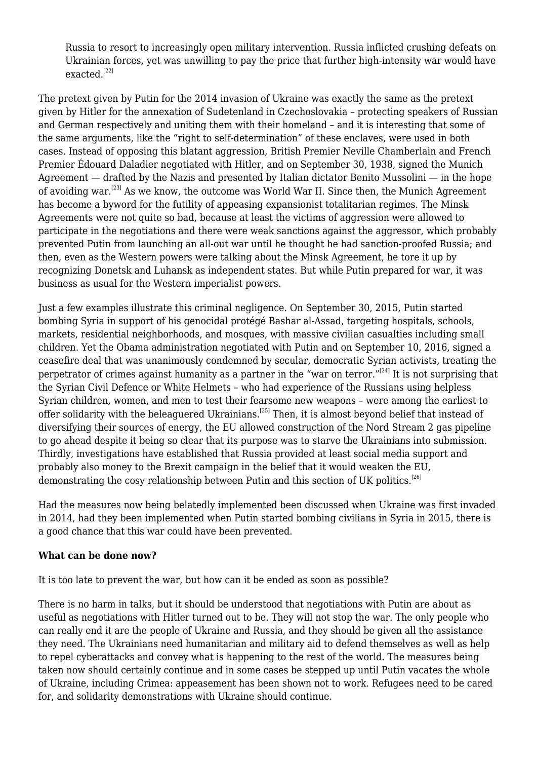> Russia to resort to increasingly open military intervention. Russia inflicted crushing defeats on Ukrainian forces, yet was unwilling to pay the price that further high-intensity war would have exacted.[22]

The pretext given by Putin for the 2014 invasion of Ukraine was exactly the same as the pretext given by Hitler for the annexation of Sudetenland in Czechoslovakia – protecting speakers of Russian and German respectively and uniting them with their homeland – and it is interesting that some of the same arguments, like the "right to self-determination" of these enclaves, were used in both cases. Instead of opposing this blatant aggression, British Premier Neville Chamberlain and French Premier Édouard Daladier negotiated with Hitler, and on September 30, 1938, signed the Munich Agreement — drafted by the Nazis and presented by Italian dictator Benito Mussolini — in the hope of avoiding war.[23] As we know, the outcome was World War II. Since then, the Munich Agreement has become a byword for the futility of appeasing expansionist totalitarian regimes. The Minsk Agreements were not quite so bad, because at least the victims of aggression were allowed to participate in the negotiations and there were weak sanctions against the aggressor, which probably prevented Putin from launching an all-out war until he thought he had sanction-proofed Russia; and then, even as the Western powers were talking about the Minsk Agreement, he tore it up by recognizing Donetsk and Luhansk as independent states. But while Putin prepared for war, it was business as usual for the Western imperialist powers.

Just a few examples illustrate this criminal negligence. On September 30, 2015, Putin started bombing Syria in support of his genocidal protégé Bashar al-Assad, targeting hospitals, schools, markets, residential neighborhoods, and mosques, with massive civilian casualties including small children. Yet the Obama administration negotiated with Putin and on September 10, 2016, signed a ceasefire deal that was unanimously condemned by secular, democratic Syrian activists, treating the perpetrator of crimes against humanity as a partner in the "war on terror."[24] It is not surprising that the Syrian Civil Defence or White Helmets – who had experience of the Russians using helpless Syrian children, women, and men to test their fearsome new weapons – were among the earliest to offer solidarity with the beleaguered Ukrainians.[25] Then, it is almost beyond belief that instead of diversifying their sources of energy, the EU allowed construction of the Nord Stream 2 gas pipeline to go ahead despite it being so clear that its purpose was to starve the Ukrainians into submission. Thirdly, investigations have established that Russia provided at least social media support and probably also money to the Brexit campaign in the belief that it would weaken the EU, demonstrating the cosy relationship between Putin and this section of UK politics.[26]

Had the measures now being belatedly implemented been discussed when Ukraine was first invaded in 2014, had they been implemented when Putin started bombing civilians in Syria in 2015, there is a good chance that this war could have been prevented.

**What can be done now?**

It is too late to prevent the war, but how can it be ended as soon as possible?

There is no harm in talks, but it should be understood that negotiations with Putin are about as useful as negotiations with Hitler turned out to be. They will not stop the war. The only people who can really end it are the people of Ukraine and Russia, and they should be given all the assistance they need. The Ukrainians need humanitarian and military aid to defend themselves as well as help to repel cyberattacks and convey what is happening to the rest of the world. The measures being taken now should certainly continue and in some cases be stepped up until Putin vacates the whole of Ukraine, including Crimea: appeasement has been shown not to work. Refugees need to be cared for, and solidarity demonstrations with Ukraine should continue.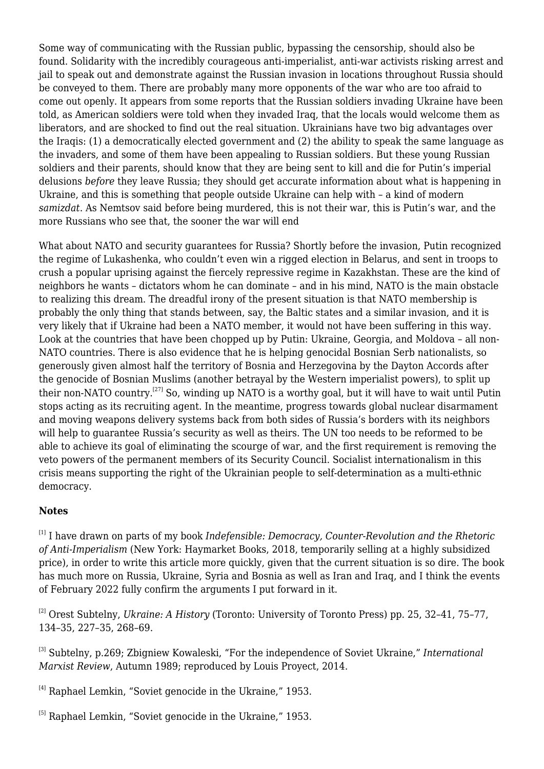Some way of communicating with the Russian public, bypassing the censorship, should also be found. Solidarity with the incredibly courageous anti-imperialist, anti-war activists risking arrest and jail to speak out and demonstrate against the Russian invasion in locations throughout Russia should be conveyed to them. There are probably many more opponents of the war who are too afraid to come out openly. It appears from some reports that the Russian soldiers invading Ukraine have been told, as American soldiers were told when they invaded Iraq, that the locals would welcome them as liberators, and are shocked to find out the real situation. Ukrainians have two big advantages over the Iraqis: (1) a democratically elected government and (2) the ability to speak the same language as the invaders, and some of them have been appealing to Russian soldiers. But these young Russian soldiers and their parents, should know that they are being sent to kill and die for Putin's imperial delusions *before* they leave Russia; they should get accurate information about what is happening in Ukraine, and this is something that people outside Ukraine can help with – a kind of modern *samizdat*. As Nemtsov said before being murdered, this is not their war, this is Putin's war, and the more Russians who see that, the sooner the war will end

What about NATO and security guarantees for Russia? Shortly before the invasion, Putin recognized the regime of Lukashenka, who couldn't even win a rigged election in Belarus, and sent in troops to crush a popular uprising against the fiercely repressive regime in Kazakhstan. These are the kind of neighbors he wants – dictators whom he can dominate – and in his mind, NATO is the main obstacle to realizing this dream. The dreadful irony of the present situation is that NATO membership is probably the only thing that stands between, say, the Baltic states and a similar invasion, and it is very likely that if Ukraine had been a NATO member, it would not have been suffering in this way. Look at the countries that have been chopped up by Putin: Ukraine, Georgia, and Moldova – all non-NATO countries. There is also evidence that he is helping genocidal Bosnian Serb nationalists, so generously given almost half the territory of Bosnia and Herzegovina by the Dayton Accords after the genocide of Bosnian Muslims (another betrayal by the Western imperialist powers), to split up their non-NATO country.[27] So, winding up NATO is a worthy goal, but it will have to wait until Putin stops acting as its recruiting agent. In the meantime, progress towards global nuclear disarmament and moving weapons delivery systems back from both sides of Russia's borders with its neighbors will help to guarantee Russia's security as well as theirs. The UN too needs to be reformed to be able to achieve its goal of eliminating the scourge of war, and the first requirement is removing the veto powers of the permanent members of its Security Council. Socialist internationalism in this crisis means supporting the right of the Ukrainian people to self-determination as a multi-ethnic democracy.

**Notes**

[1] I have drawn on parts of my book *Indefensible: Democracy, Counter-Revolution and the Rhetoric of Anti-Imperialism* (New York: Haymarket Books, 2018, temporarily selling at a highly subsidized price), in order to write this article more quickly, given that the current situation is so dire. The book has much more on Russia, Ukraine, Syria and Bosnia as well as Iran and Iraq, and I think the events of February 2022 fully confirm the arguments I put forward in it.

[2] Orest Subtelny, *Ukraine: A History* (Toronto: University of Toronto Press) pp. 25, 32–41, 75–77, 134–35, 227–35, 268–69.

[3] Subtelny, p.269; Zbigniew Kowaleski, "For the independence of Soviet Ukraine," *International Marxist Review*, Autumn 1989; reproduced by Louis Proyect, 2014.

[4] Raphael Lemkin, "Soviet genocide in the Ukraine," 1953.

[5] Raphael Lemkin, "Soviet genocide in the Ukraine," 1953.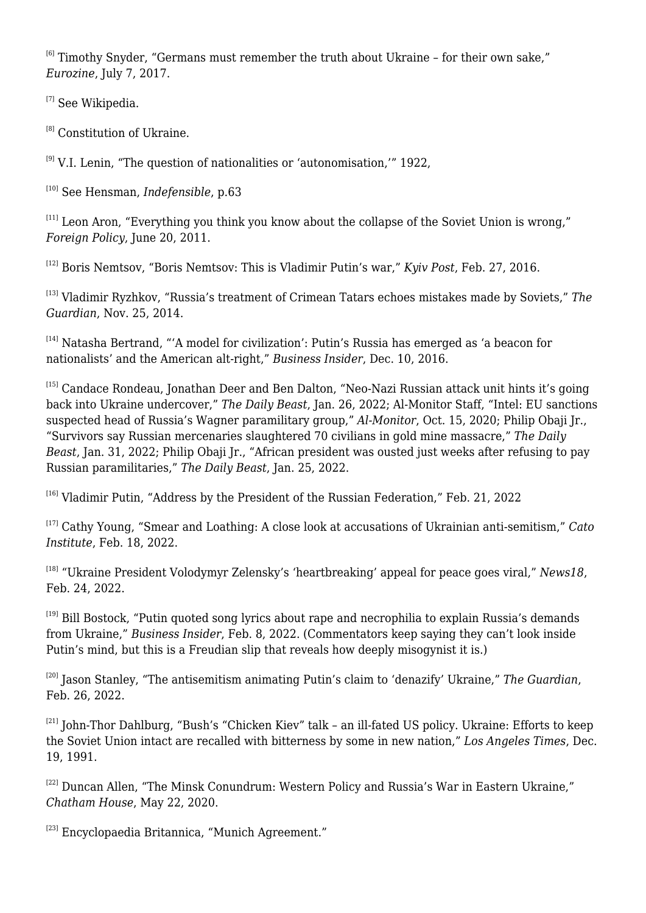[6] Timothy Snyder, "Germans must remember the truth about Ukraine – for their own sake," *Eurozine*, July 7, 2017.

[7] See Wikipedia.

[8] Constitution of Ukraine.

[9] V.I. Lenin, "The question of nationalities or 'autonomisation,'" 1922,

[10] See Hensman, *Indefensible*, p.63

[11] Leon Aron, "Everything you think you know about the collapse of the Soviet Union is wrong," *Foreign Policy*, June 20, 2011.

[12] Boris Nemtsov, "Boris Nemtsov: This is Vladimir Putin's war," *Kyiv Post*, Feb. 27, 2016.

[13] Vladimir Ryzhkov, "Russia's treatment of Crimean Tatars echoes mistakes made by Soviets," *The Guardian*, Nov. 25, 2014.

[14] Natasha Bertrand, "'A model for civilization': Putin's Russia has emerged as 'a beacon for nationalists' and the American alt-right," *Business Insider*, Dec. 10, 2016.

[15] Candace Rondeau, Jonathan Deer and Ben Dalton, "Neo-Nazi Russian attack unit hints it's going back into Ukraine undercover," *The Daily Beast*, Jan. 26, 2022; Al-Monitor Staff, "Intel: EU sanctions suspected head of Russia's Wagner paramilitary group," *Al-Monitor*, Oct. 15, 2020; Philip Obaji Jr., "Survivors say Russian mercenaries slaughtered 70 civilians in gold mine massacre," *The Daily Beast*, Jan. 31, 2022; Philip Obaji Jr., "African president was ousted just weeks after refusing to pay Russian paramilitaries," *The Daily Beast*, Jan. 25, 2022.

[16] Vladimir Putin, "Address by the President of the Russian Federation," Feb. 21, 2022

[17] Cathy Young, "Smear and Loathing: A close look at accusations of Ukrainian anti-semitism," *Cato Institute*, Feb. 18, 2022.

[18] "Ukraine President Volodymyr Zelensky's 'heartbreaking' appeal for peace goes viral," *News18*, Feb. 24, 2022.

[19] Bill Bostock, "Putin quoted song lyrics about rape and necrophilia to explain Russia's demands from Ukraine," *Business Insider*, Feb. 8, 2022. (Commentators keep saying they can't look inside Putin's mind, but this is a Freudian slip that reveals how deeply misogynist it is.)

[20] Jason Stanley, "The antisemitism animating Putin's claim to 'denazify' Ukraine," *The Guardian*, Feb. 26, 2022.

[21] John-Thor Dahlburg, "Bush's "Chicken Kiev" talk – an ill-fated US policy. Ukraine: Efforts to keep the Soviet Union intact are recalled with bitterness by some in new nation," *Los Angeles Times*, Dec. 19, 1991.

[22] Duncan Allen, "The Minsk Conundrum: Western Policy and Russia's War in Eastern Ukraine," *Chatham House*, May 22, 2020.

[23] Encyclopaedia Britannica, "Munich Agreement."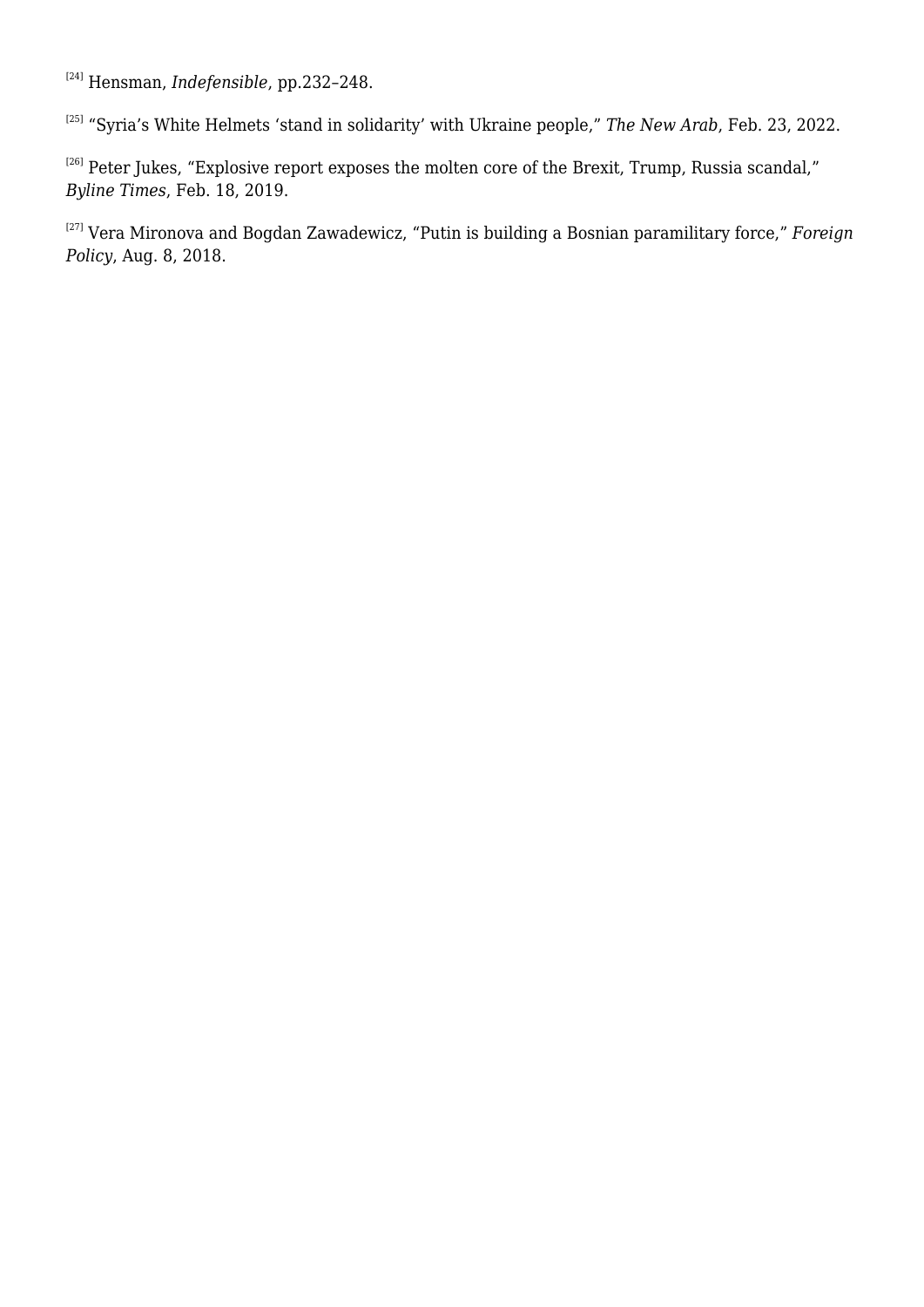[24] Hensman, *Indefensible*, pp.232–248.

[25] “Syria’s White Helmets ‘stand in solidarity’ with Ukraine people,” *The New Arab*, Feb. 23, 2022.

[26] Peter Jukes, “Explosive report exposes the molten core of the Brexit, Trump, Russia scandal,” *Byline Times*, Feb. 18, 2019.

[27] Vera Mironova and Bogdan Zawadewicz, “Putin is building a Bosnian paramilitary force,” *Foreign Policy*, Aug. 8, 2018.